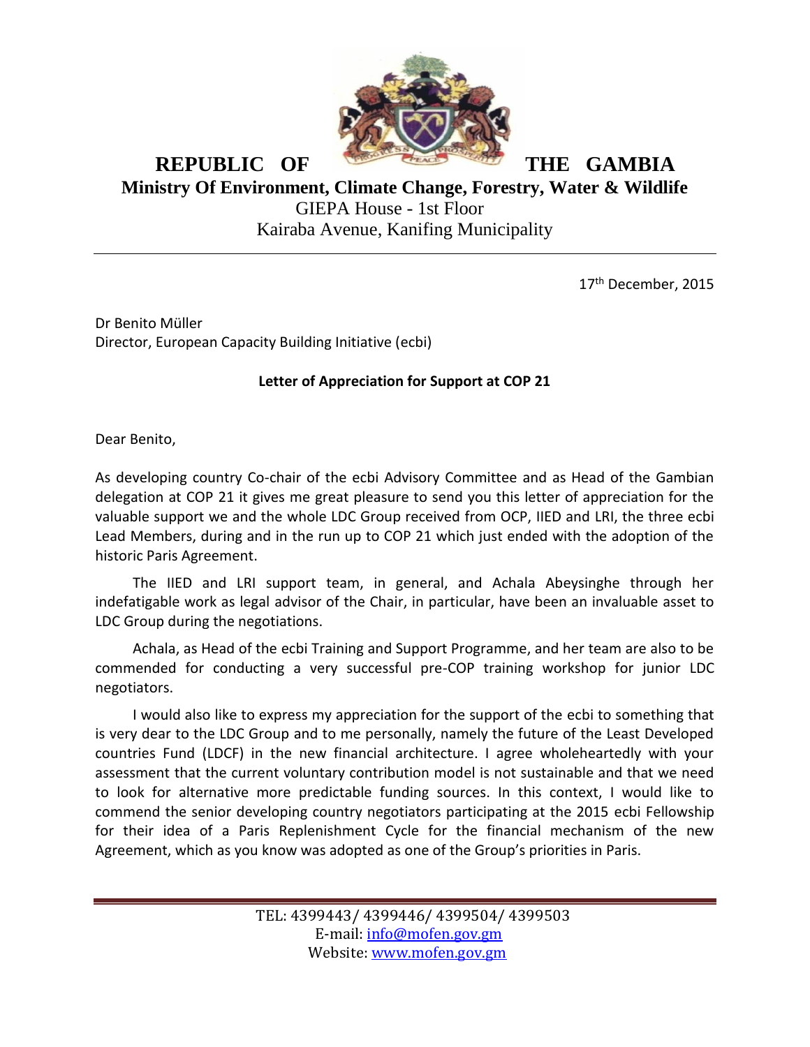**REPUBLIC OF THE GAMBIA**

**Ministry Of Environment, Climate Change, Forestry, Water & Wildlife**

GIEPA House - 1st Floor

Kairaba Avenue, Kanifing Municipality

---

17th December, 2015

Dr Benito Müller

Director, European Capacity Building Initiative (ecbi)

**Letter of Appreciation for Support at COP 21**

Dear Benito,

As developing country Co-chair of the ecbi Advisory Committee and as Head of the Gambian delegation at COP 21 it gives me great pleasure to send you this letter of appreciation for the valuable support we and the whole LDC Group received from OCP, IIED and LRI, the three ecbi Lead Members, during and in the run up to COP 21 which just ended with the adoption of the historic Paris Agreement.

The IIED and LRI support team, in general, and Achala Abeysinghe through her indefatigable work as legal advisor of the Chair, in particular, have been an invaluable asset to LDC Group during the negotiations.

Achala, as Head of the ecbi Training and Support Programme, and her team are also to be commended for conducting a very successful pre-COP training workshop for junior LDC negotiators.

I would also like to express my appreciation for the support of the ecbi to something that is very dear to the LDC Group and to me personally, namely the future of the Least Developed countries Fund (LDCF) in the new financial architecture. I agree wholeheartedly with your assessment that the current voluntary contribution model is not sustainable and that we need to look for alternative more predictable funding sources. In this context, I would like to commend the senior developing country negotiators participating at the 2015 ecbi Fellowship for their idea of a Paris Replenishment Cycle for the financial mechanism of the new Agreement, which as you know was adopted as one of the Group's priorities in Paris.

---

TEL: 4399443/ 4399446/ 4399504/ 4399503

E-mail: info@mofen.gov.gm

Website: www.mofen.gov.gm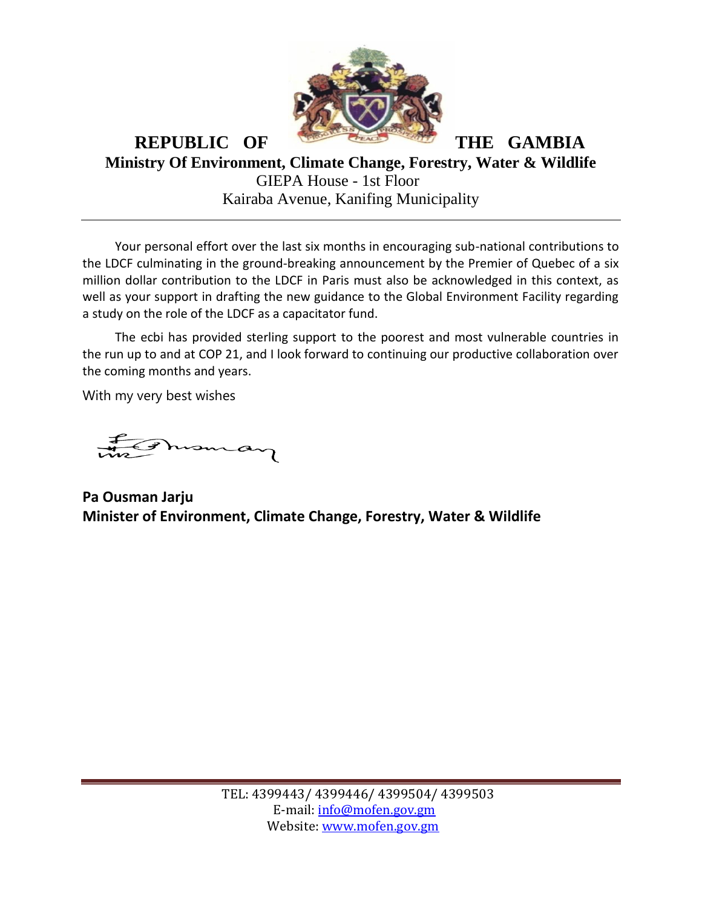**REPUBLIC OF THE GAMBIA**

**Ministry Of Environment, Climate Change, Forestry, Water & Wildlife**

GIEPA House - 1st Floor

Kairaba Avenue, Kanifing Municipality

---

Your personal effort over the last six months in encouraging sub-national contributions to the LDCF culminating in the ground-breaking announcement by the Premier of Quebec of a six million dollar contribution to the LDCF in Paris must also be acknowledged in this context, as well as your support in drafting the new guidance to the Global Environment Facility regarding a study on the role of the LDCF as a capacitator fund.

The ecbi has provided sterling support to the poorest and most vulnerable countries in the run up to and at COP 21, and I look forward to continuing our productive collaboration over the coming months and years.

With my very best wishes

**Pa Ousman Jarju**
**Minister of Environment, Climate Change, Forestry, Water & Wildlife**

---

TEL: 4399443/ 4399446/ 4399504/ 4399503
E-mail: info@mofen.gov.gm
Website: www.mofen.gov.gm